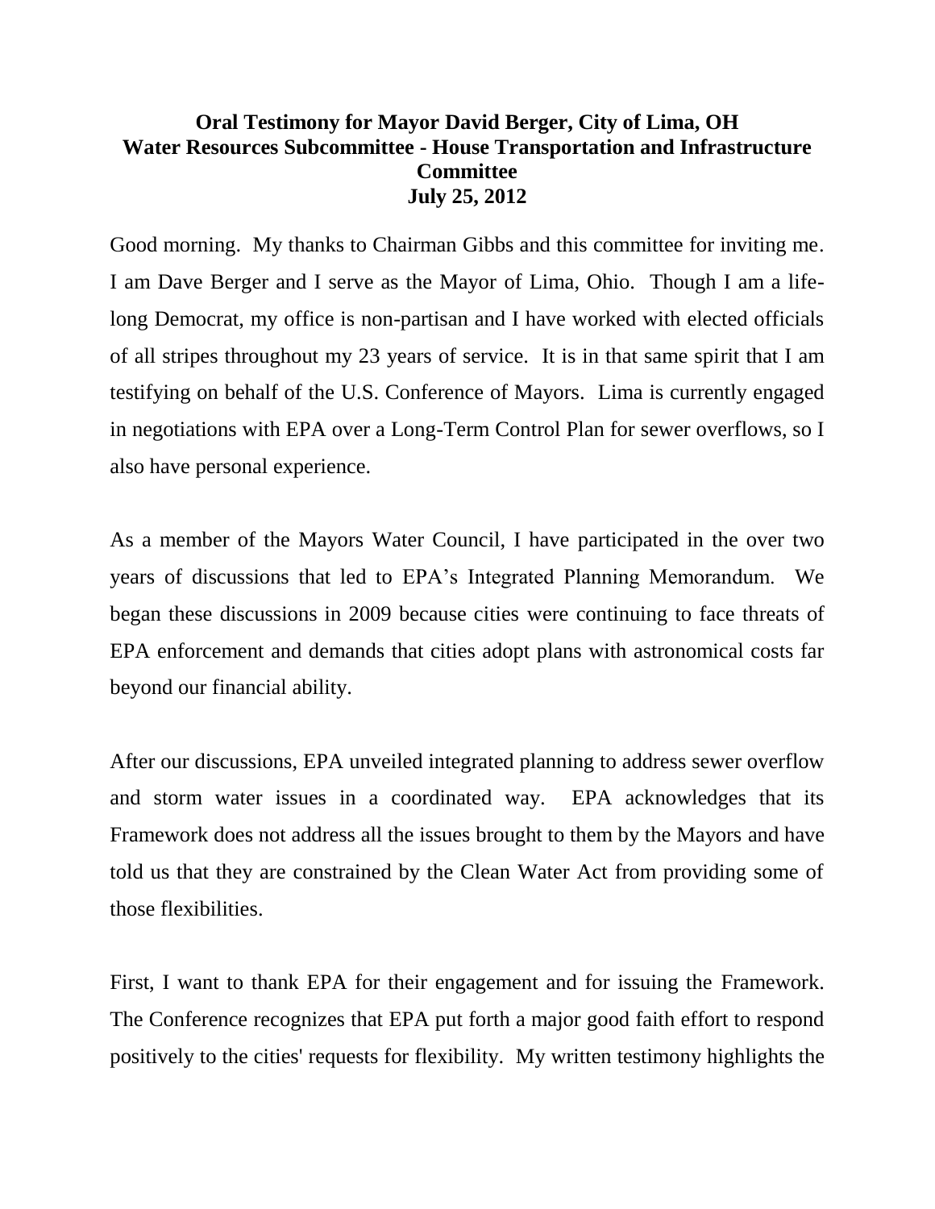**Oral Testimony for Mayor David Berger, City of Lima, OH**
**Water Resources Subcommittee - House Transportation and Infrastructure Committee**
**July 25, 2012**

Good morning. My thanks to Chairman Gibbs and this committee for inviting me. I am Dave Berger and I serve as the Mayor of Lima, Ohio. Though I am a life-long Democrat, my office is non-partisan and I have worked with elected officials of all stripes throughout my 23 years of service. It is in that same spirit that I am testifying on behalf of the U.S. Conference of Mayors. Lima is currently engaged in negotiations with EPA over a Long-Term Control Plan for sewer overflows, so I also have personal experience.

As a member of the Mayors Water Council, I have participated in the over two years of discussions that led to EPA's Integrated Planning Memorandum. We began these discussions in 2009 because cities were continuing to face threats of EPA enforcement and demands that cities adopt plans with astronomical costs far beyond our financial ability.

After our discussions, EPA unveiled integrated planning to address sewer overflow and storm water issues in a coordinated way. EPA acknowledges that its Framework does not address all the issues brought to them by the Mayors and have told us that they are constrained by the Clean Water Act from providing some of those flexibilities.

First, I want to thank EPA for their engagement and for issuing the Framework. The Conference recognizes that EPA put forth a major good faith effort to respond positively to the cities' requests for flexibility. My written testimony highlights the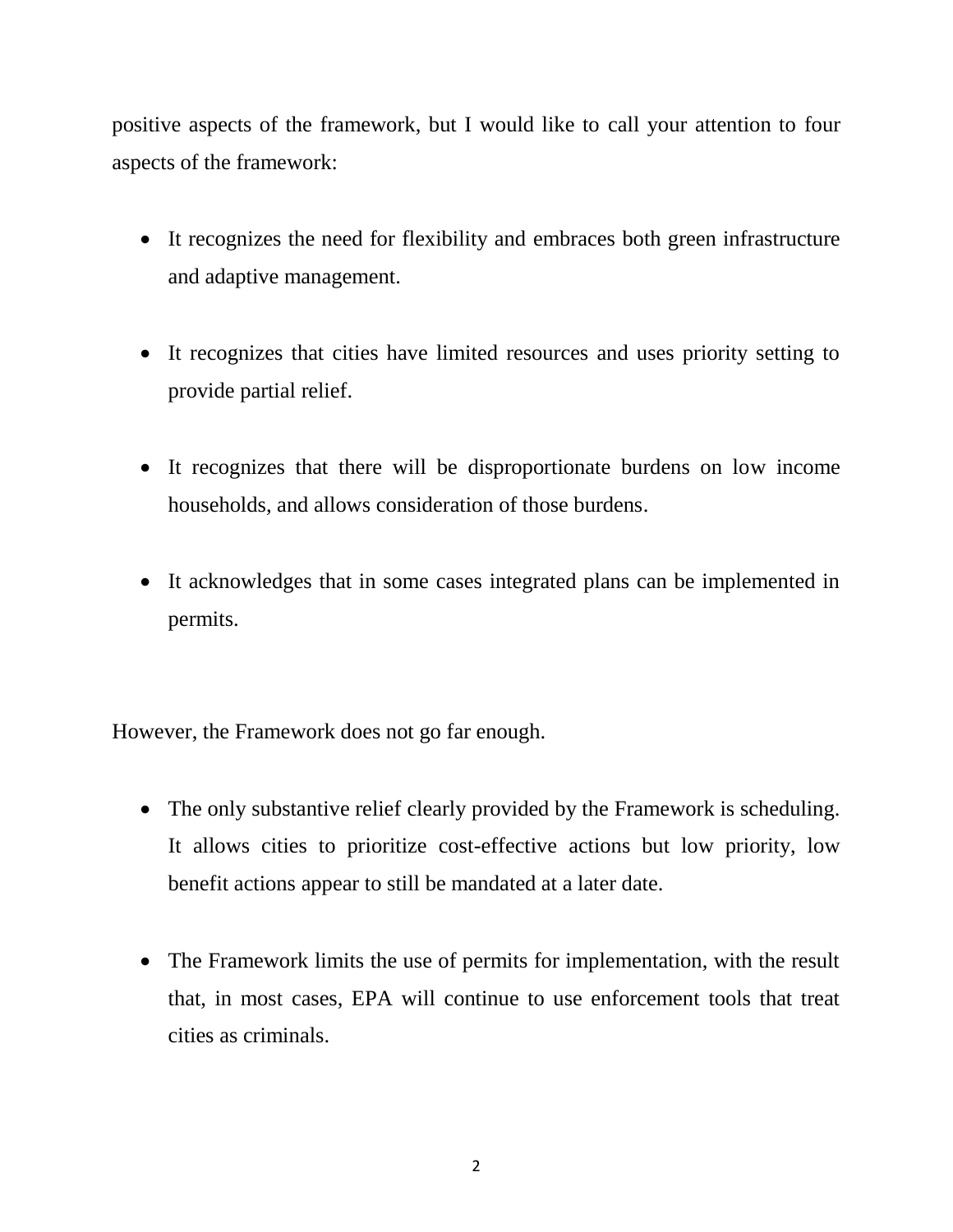positive aspects of the framework, but I would like to call your attention to four aspects of the framework:

- It recognizes the need for flexibility and embraces both green infrastructure and adaptive management.
- It recognizes that cities have limited resources and uses priority setting to provide partial relief.
- It recognizes that there will be disproportionate burdens on low income households, and allows consideration of those burdens.
- It acknowledges that in some cases integrated plans can be implemented in permits.

However, the Framework does not go far enough.

- The only substantive relief clearly provided by the Framework is scheduling. It allows cities to prioritize cost-effective actions but low priority, low benefit actions appear to still be mandated at a later date.
- The Framework limits the use of permits for implementation, with the result that, in most cases, EPA will continue to use enforcement tools that treat cities as criminals.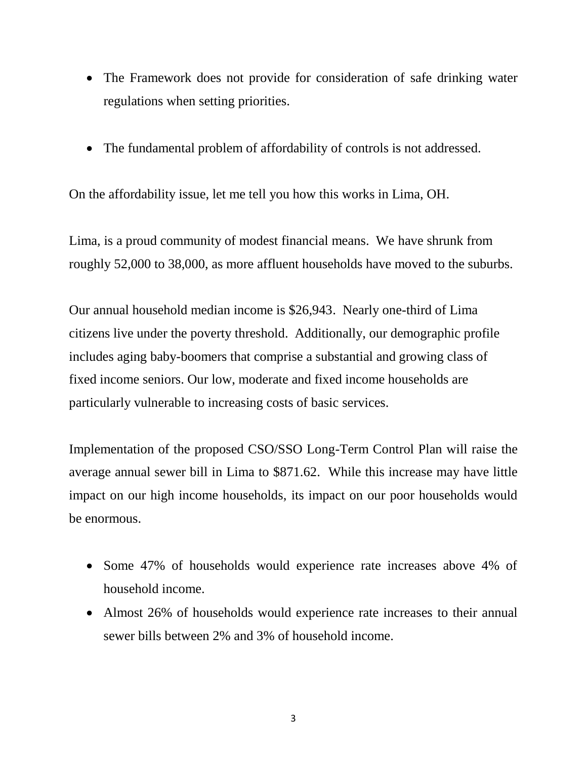- The Framework does not provide for consideration of safe drinking water regulations when setting priorities.

- The fundamental problem of affordability of controls is not addressed.

On the affordability issue, let me tell you how this works in Lima, OH.

Lima, is a proud community of modest financial means. We have shrunk from roughly 52,000 to 38,000, as more affluent households have moved to the suburbs.

Our annual household median income is $26,943. Nearly one-third of Lima citizens live under the poverty threshold. Additionally, our demographic profile includes aging baby-boomers that comprise a substantial and growing class of fixed income seniors. Our low, moderate and fixed income households are particularly vulnerable to increasing costs of basic services.

Implementation of the proposed CSO/SSO Long-Term Control Plan will raise the average annual sewer bill in Lima to $871.62. While this increase may have little impact on our high income households, its impact on our poor households would be enormous.

- Some 47% of households would experience rate increases above 4% of household income.
- Almost 26% of households would experience rate increases to their annual sewer bills between 2% and 3% of household income.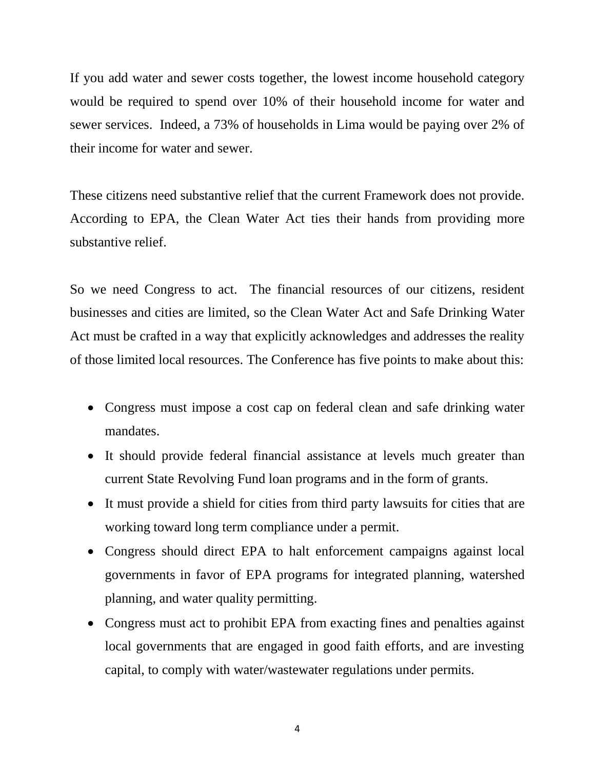If you add water and sewer costs together, the lowest income household category would be required to spend over 10% of their household income for water and sewer services. Indeed, a 73% of households in Lima would be paying over 2% of their income for water and sewer.

These citizens need substantive relief that the current Framework does not provide. According to EPA, the Clean Water Act ties their hands from providing more substantive relief.

So we need Congress to act. The financial resources of our citizens, resident businesses and cities are limited, so the Clean Water Act and Safe Drinking Water Act must be crafted in a way that explicitly acknowledges and addresses the reality of those limited local resources. The Conference has five points to make about this:

- Congress must impose a cost cap on federal clean and safe drinking water mandates.
- It should provide federal financial assistance at levels much greater than current State Revolving Fund loan programs and in the form of grants.
- It must provide a shield for cities from third party lawsuits for cities that are working toward long term compliance under a permit.
- Congress should direct EPA to halt enforcement campaigns against local governments in favor of EPA programs for integrated planning, watershed planning, and water quality permitting.
- Congress must act to prohibit EPA from exacting fines and penalties against local governments that are engaged in good faith efforts, and are investing capital, to comply with water/wastewater regulations under permits.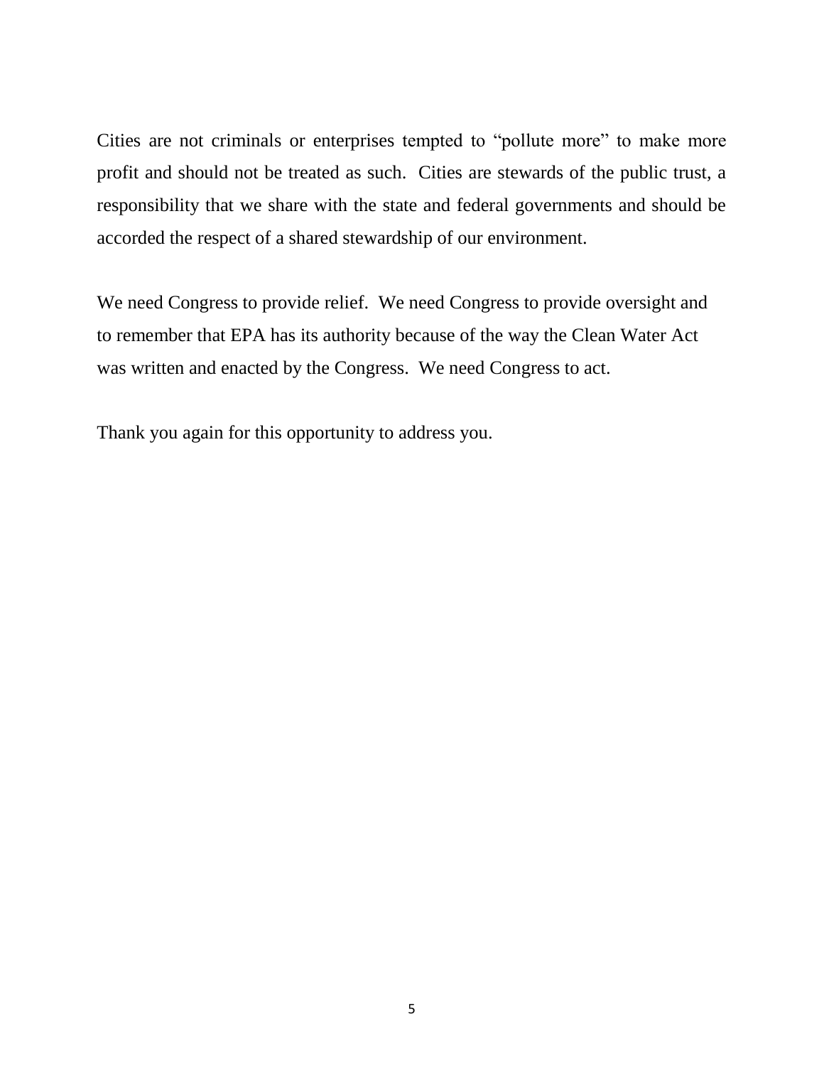Cities are not criminals or enterprises tempted to "pollute more" to make more profit and should not be treated as such. Cities are stewards of the public trust, a responsibility that we share with the state and federal governments and should be accorded the respect of a shared stewardship of our environment.

We need Congress to provide relief. We need Congress to provide oversight and to remember that EPA has its authority because of the way the Clean Water Act was written and enacted by the Congress. We need Congress to act.

Thank you again for this opportunity to address you.